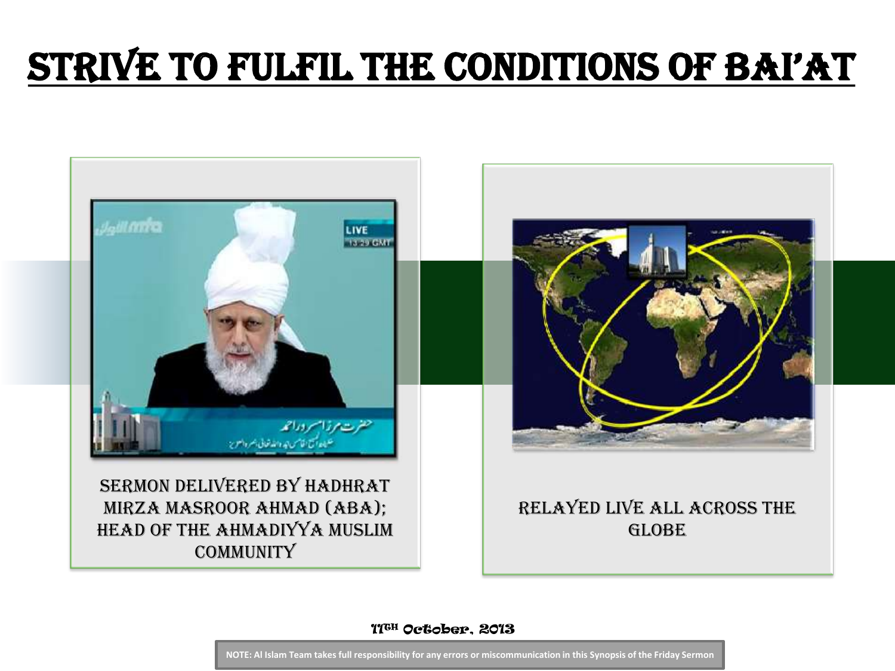# STRIVE TO FULFIL THE CONDITIONS OF BAI'AT

SERMON DELIVERED BY HADHRAT MIRZA MASROOR AHMAD (ABA); HEAD OF THE AHMADIYYA MUSLIM COMMUNITY

RELAYED LIVE ALL ACROSS THE GLOBE

11TH October, 2013

NOTE: Al Islam Team takes full responsibility for any errors or miscommunication in this Synopsis of the Friday Sermon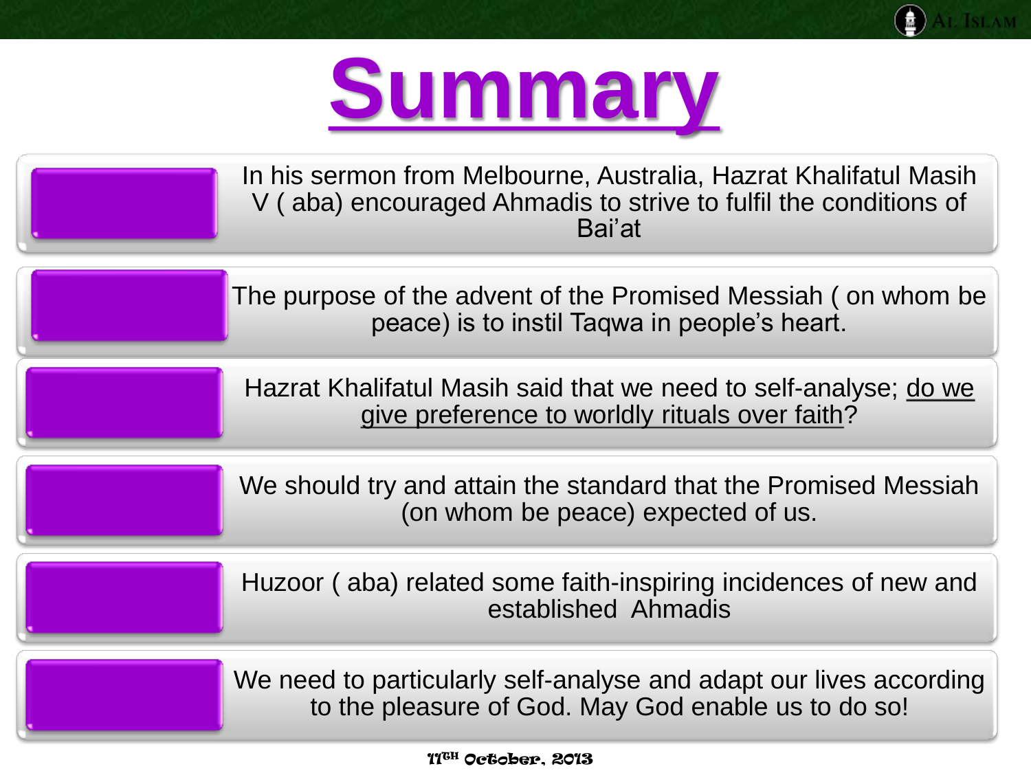# Summary

- In his sermon from Melbourne, Australia, Hazrat Khalifatul Masih V ( aba) encouraged Ahmadis to strive to fulfil the conditions of Bai'at
- The purpose of the advent of the Promised Messiah ( on whom be peace) is to instil Taqwa in people's heart.
- Hazrat Khalifatul Masih said that we need to self-analyse; do we give preference to worldly rituals over faith?
- We should try and attain the standard that the Promised Messiah (on whom be peace) expected of us.
- Huzoor ( aba) related some faith-inspiring incidences of new and established Ahmadis
- We need to particularly self-analyse and adapt our lives according to the pleasure of God. May God enable us to do so!

11[TH] October, 2013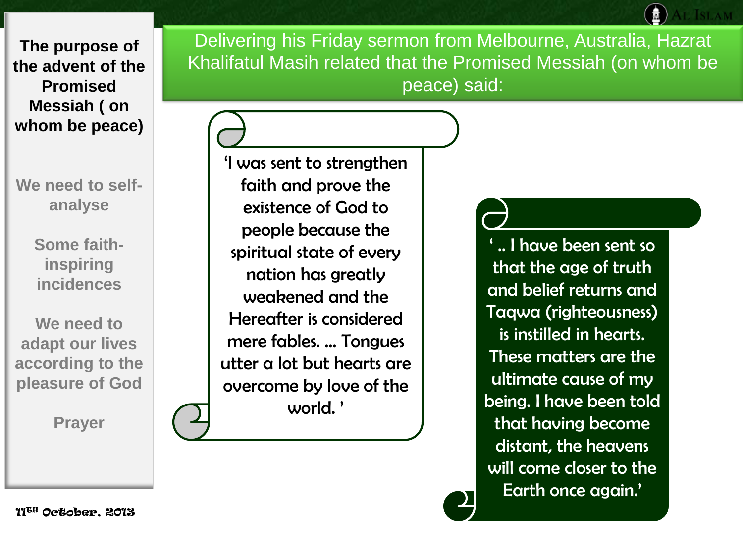**The purpose of the advent of the Promised Messiah ( on whom be peace)**

We need to self-analyse

Some faith-inspiring incidences

We need to adapt our lives according to the pleasure of God

Prayer

11TH October, 2013

Delivering his Friday sermon from Melbourne, Australia, Hazrat Khalifatul Masih related that the Promised Messiah (on whom be peace) said:

'I was sent to strengthen faith and prove the existence of God to people because the spiritual state of every nation has greatly weakened and the Hereafter is considered mere fables. … Tongues utter a lot but hearts are overcome by love of the world. '

' .. I have been sent so that the age of truth and belief returns and Taqwa (righteousness) is instilled in hearts. These matters are the ultimate cause of my being. I have been told that having become distant, the heavens will come closer to the Earth once again.'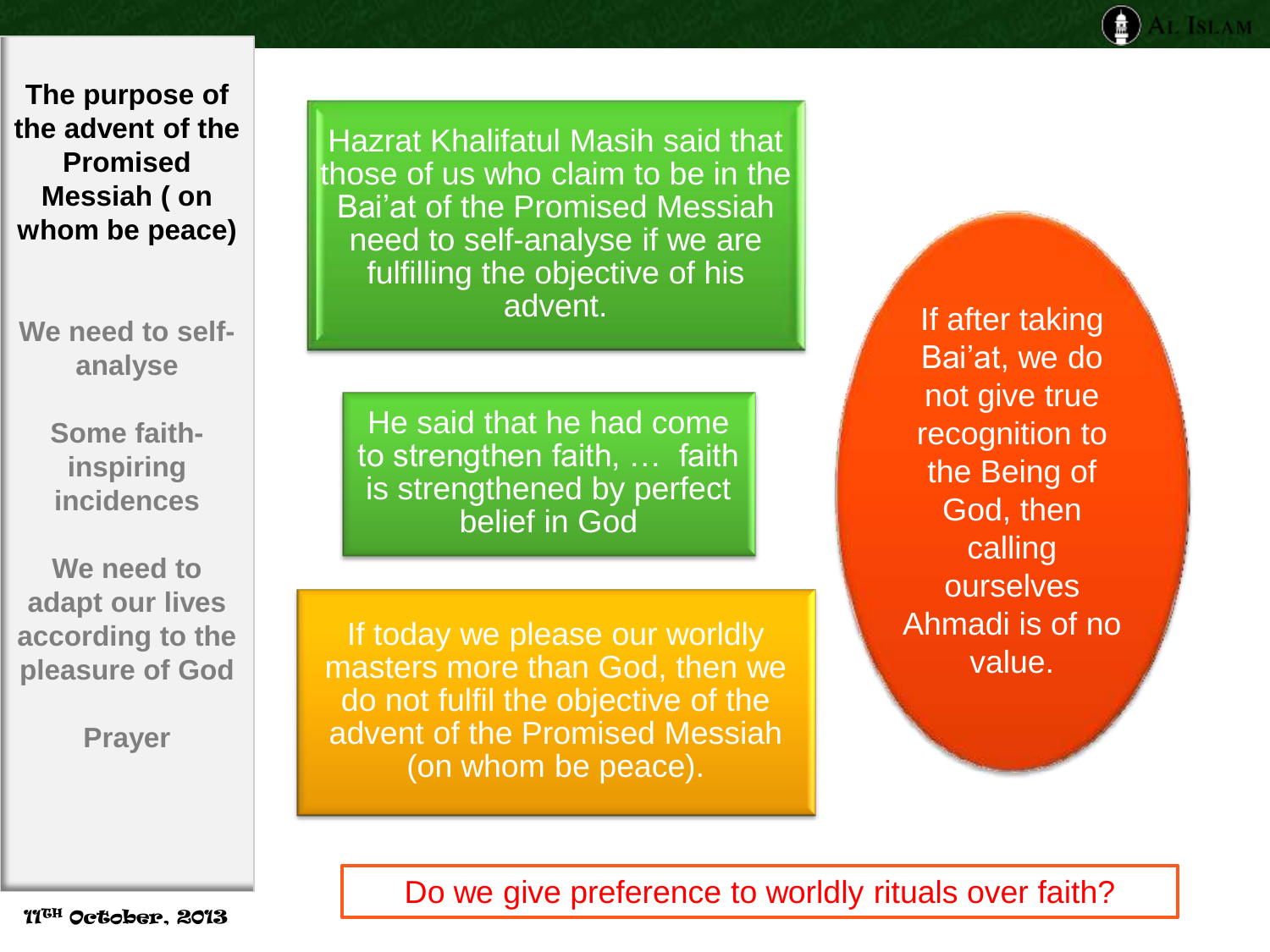**The purpose of the advent of the Promised Messiah ( on whom be peace)**

We need to self-analyse

Some faith-inspiring incidences

We need to adapt our lives according to the pleasure of God

Prayer

11TH October, 2013

Hazrat Khalifatul Masih said that those of us who claim to be in the Bai'at of the Promised Messiah need to self-analyse if we are fulfilling the objective of his advent.

He said that he had come to strengthen faith, … faith is strengthened by perfect belief in God

If today we please our worldly masters more than God, then we do not fulfil the objective of the advent of the Promised Messiah (on whom be peace).

If after taking Bai'at, we do not give true recognition to the Being of God, then calling ourselves Ahmadi is of no value.

Do we give preference to worldly rituals over faith?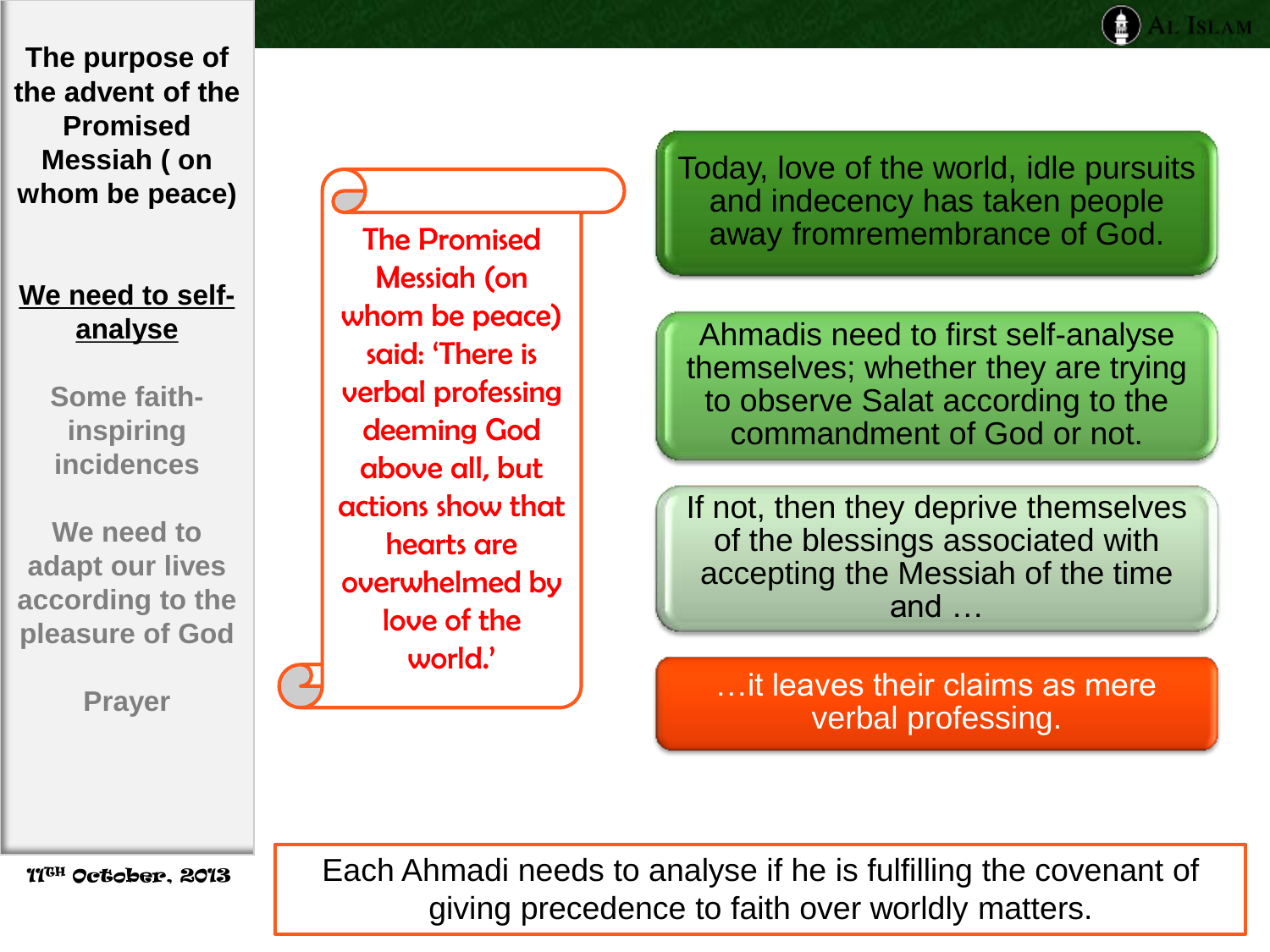**The purpose of the advent of the Promised Messiah ( on whom be peace)**

**We need to self-analyse**

Some faith-inspiring incidences

We need to adapt our lives according to the pleasure of God

Prayer

11TH October, 2013

The Promised Messiah (on whom be peace) said: 'There is verbal professing deeming God above all, but actions show that hearts are overwhelmed by love of the world.'

Today, love of the world, idle pursuits and indecency has taken people away fromremembrance of God.

Ahmadis need to first self-analyse themselves; whether they are trying to observe Salat according to the commandment of God or not.

If not, then they deprive themselves of the blessings associated with accepting the Messiah of the time and …

…it leaves their claims as mere verbal professing.

Each Ahmadi needs to analyse if he is fulfilling the covenant of giving precedence to faith over worldly matters.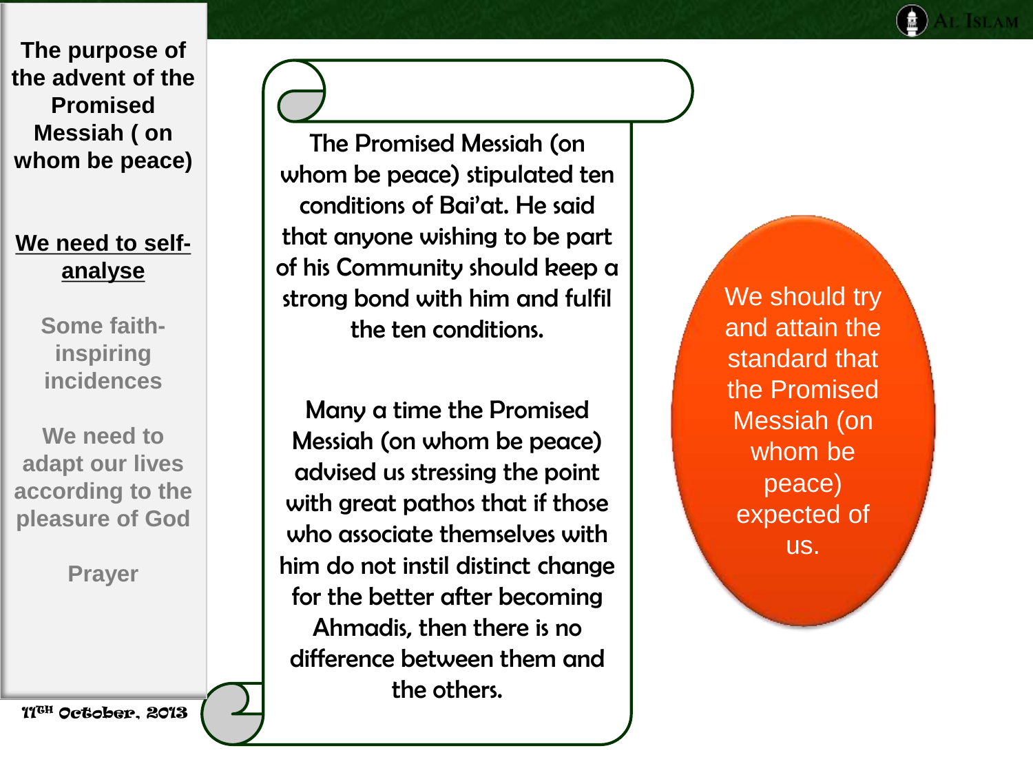**The purpose of the advent of the Promised Messiah ( on whom be peace)**

**We need to self-analyse**

Some faith-inspiring incidences

We need to adapt our lives according to the pleasure of God

Prayer

11TH October, 2013

The Promised Messiah (on whom be peace) stipulated ten conditions of Bai'at. He said that anyone wishing to be part of his Community should keep a strong bond with him and fulfil the ten conditions.

Many a time the Promised Messiah (on whom be peace) advised us stressing the point with great pathos that if those who associate themselves with him do not instil distinct change for the better after becoming Ahmadis, then there is no difference between them and the others.

We should try and attain the standard that the Promised Messiah (on whom be peace) expected of us.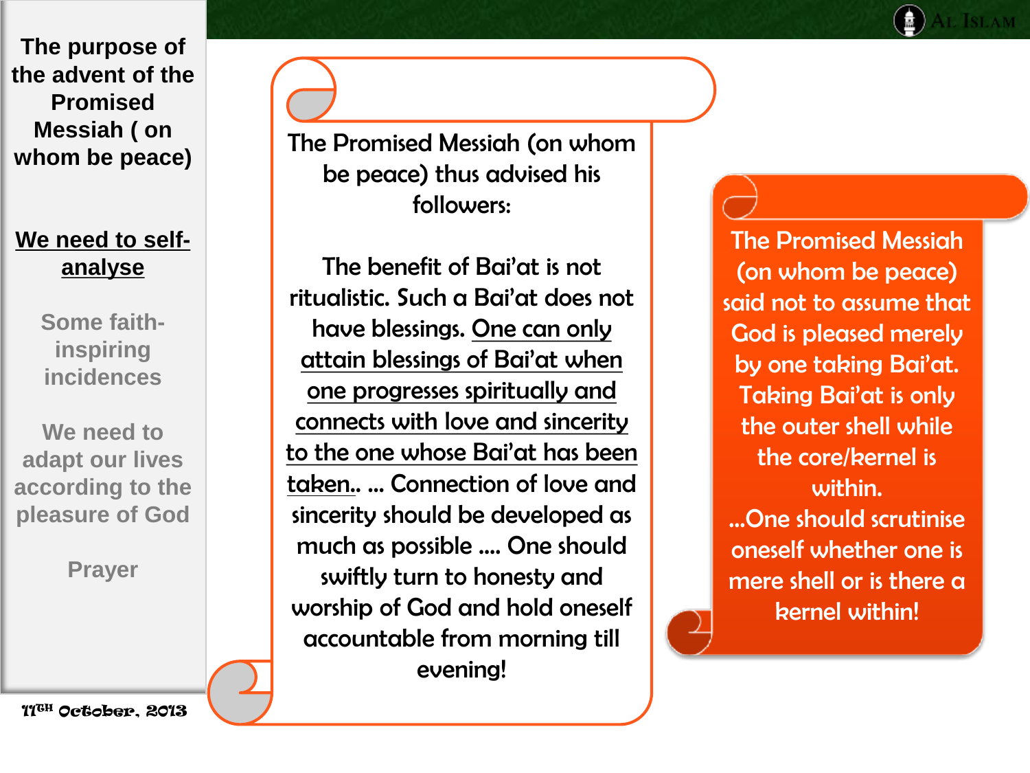**The purpose of the advent of the Promised Messiah ( on whom be peace)**

**<u>We need to self-analyse</u>**

Some faith-inspiring incidences

We need to adapt our lives according to the pleasure of God

Prayer

11TH October, 2013

The Promised Messiah (on whom be peace) thus advised his followers:

The benefit of Bai'at is not ritualistic. Such a Bai'at does not have blessings. <u>One can only attain blessings of Bai'at when one progresses spiritually and connects with love and sincerity to the one whose Bai'at has been taken</u>.. ... Connection of love and sincerity should be developed as much as possible .... One should swiftly turn to honesty and worship of God and hold oneself accountable from morning till evening!

The Promised Messiah (on whom be peace) said not to assume that God is pleased merely by one taking Bai'at. Taking Bai'at is only the outer shell while the core/kernel is within.
...One should scrutinise oneself whether one is mere shell or is there a kernel within!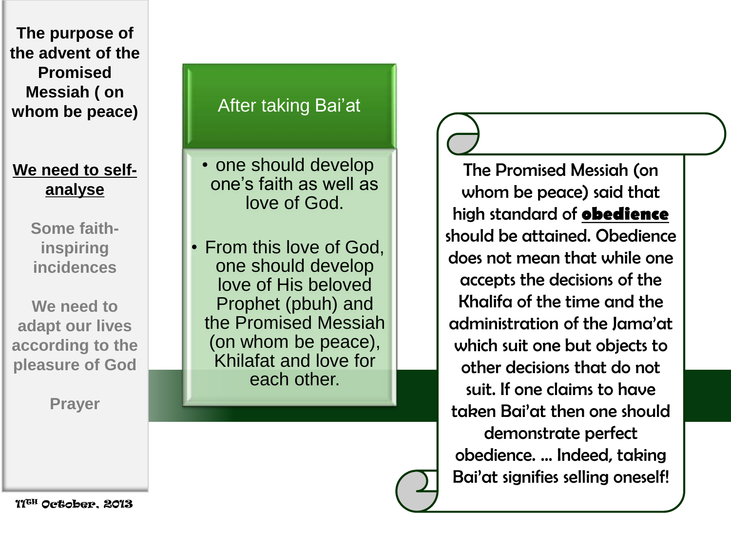**The purpose of the advent of the Promised Messiah ( on whom be peace)**

**We need to self-analyse**

Some faith-inspiring incidences

We need to adapt our lives according to the pleasure of God

Prayer

11TH October, 2013

## After taking Bai'at

- one should develop one's faith as well as love of God.
- From this love of God, one should develop love of His beloved Prophet (pbuh) and the Promised Messiah (on whom be peace), Khilafat and love for each other.

The Promised Messiah (on whom be peace) said that high standard of **obedience** should be attained. Obedience does not mean that while one accepts the decisions of the Khalifa of the time and the administration of the Jama'at which suit one but objects to other decisions that do not suit. If one claims to have taken Bai'at then one should demonstrate perfect obedience. ... Indeed, taking Bai'at signifies selling oneself!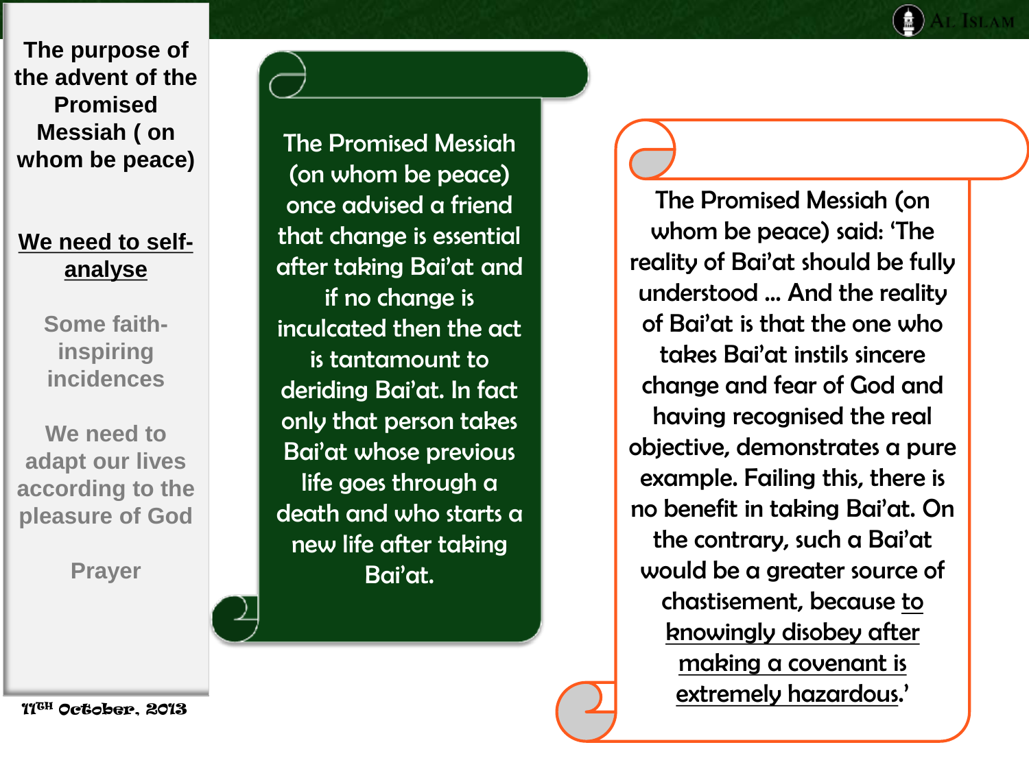# The purpose of the advent of the Promised Messiah ( on whom be peace)

**We need to self-analyse**

Some faith-inspiring incidences

We need to adapt our lives according to the pleasure of God

Prayer

The Promised Messiah (on whom be peace) once advised a friend that change is essential after taking Bai'at and if no change is inculcated then the act is tantamount to deriding Bai'at. In fact only that person takes Bai'at whose previous life goes through a death and who starts a new life after taking Bai'at.

The Promised Messiah (on whom be peace) said: 'The reality of Bai'at should be fully understood … And the reality of Bai'at is that the one who takes Bai'at instils sincere change and fear of God and having recognised the real objective, demonstrates a pure example. Failing this, there is no benefit in taking Bai'at. On the contrary, such a Bai'at would be a greater source of chastisement, because to knowingly disobey after making a covenant is extremely hazardous.'

11TH October, 2013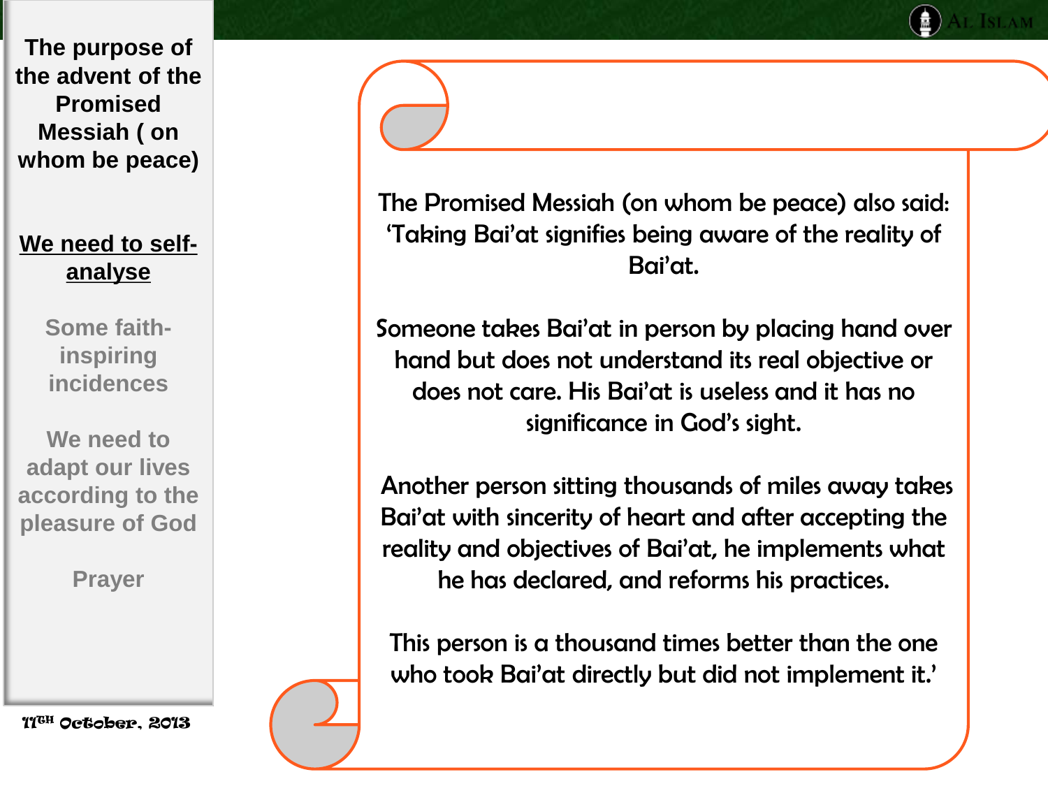**The purpose of the advent of the Promised Messiah ( on whom be peace)**

**We need to self-analyse**

Some faith-inspiring incidences

We need to adapt our lives according to the pleasure of God

Prayer

11TH October, 2013

The Promised Messiah (on whom be peace) also said: 'Taking Bai'at signifies being aware of the reality of Bai'at.

Someone takes Bai'at in person by placing hand over hand but does not understand its real objective or does not care. His Bai'at is useless and it has no significance in God's sight.

Another person sitting thousands of miles away takes Bai'at with sincerity of heart and after accepting the reality and objectives of Bai'at, he implements what he has declared, and reforms his practices.

This person is a thousand times better than the one who took Bai'at directly but did not implement it.'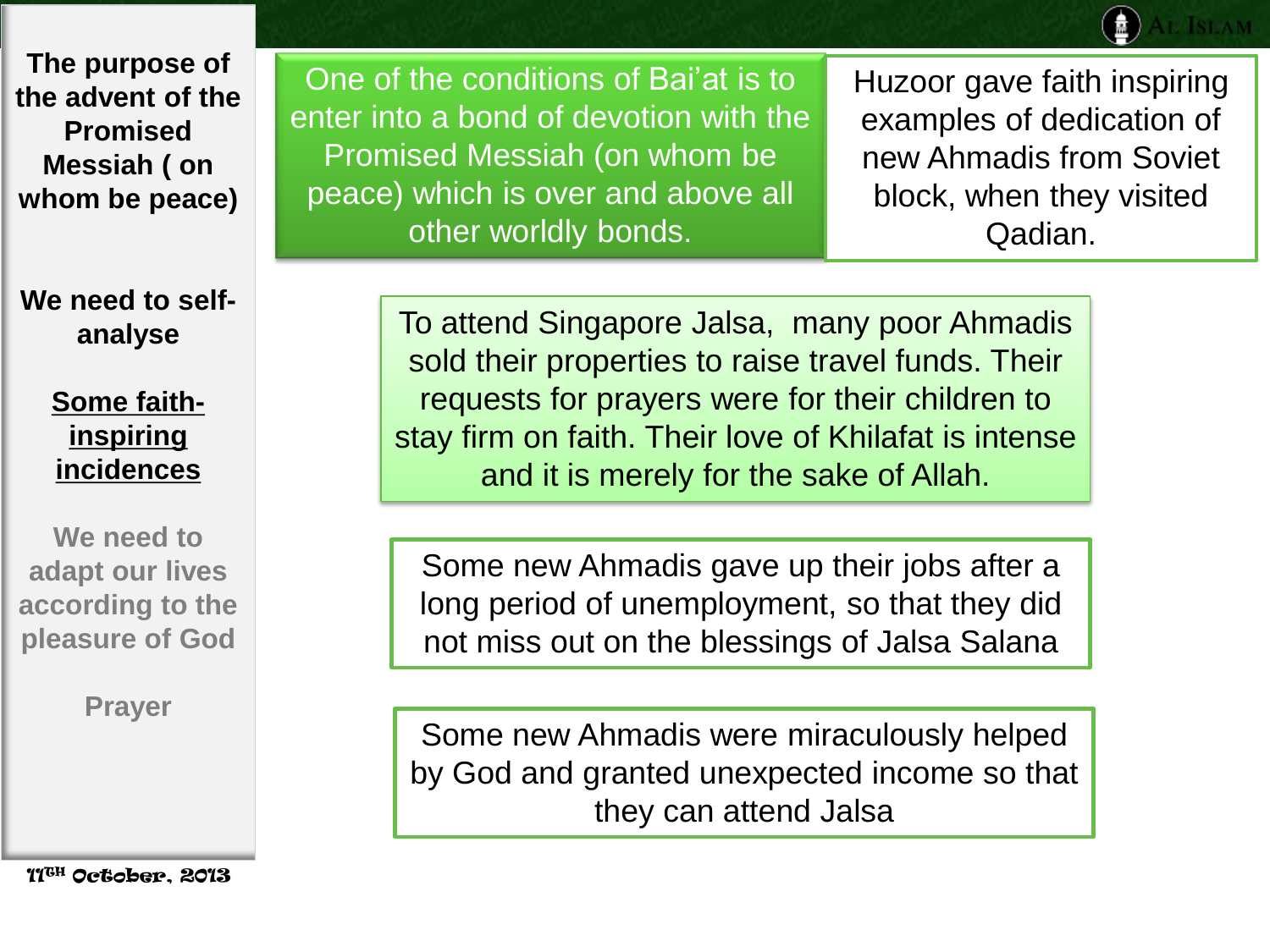**The purpose of the advent of the Promised Messiah ( on whom be peace)**

**We need to self-analyse**

**Some faith-inspiring incidences**

**We need to adapt our lives according to the pleasure of God**

**Prayer**

11TH October, 2013

One of the conditions of Bai'at is to enter into a bond of devotion with the Promised Messiah (on whom be peace) which is over and above all other worldly bonds.

Huzoor gave faith inspiring examples of dedication of new Ahmadis from Soviet block, when they visited Qadian.

To attend Singapore Jalsa, many poor Ahmadis sold their properties to raise travel funds. Their requests for prayers were for their children to stay firm on faith. Their love of Khilafat is intense and it is merely for the sake of Allah.

Some new Ahmadis gave up their jobs after a long period of unemployment, so that they did not miss out on the blessings of Jalsa Salana

Some new Ahmadis were miraculously helped by God and granted unexpected income so that they can attend Jalsa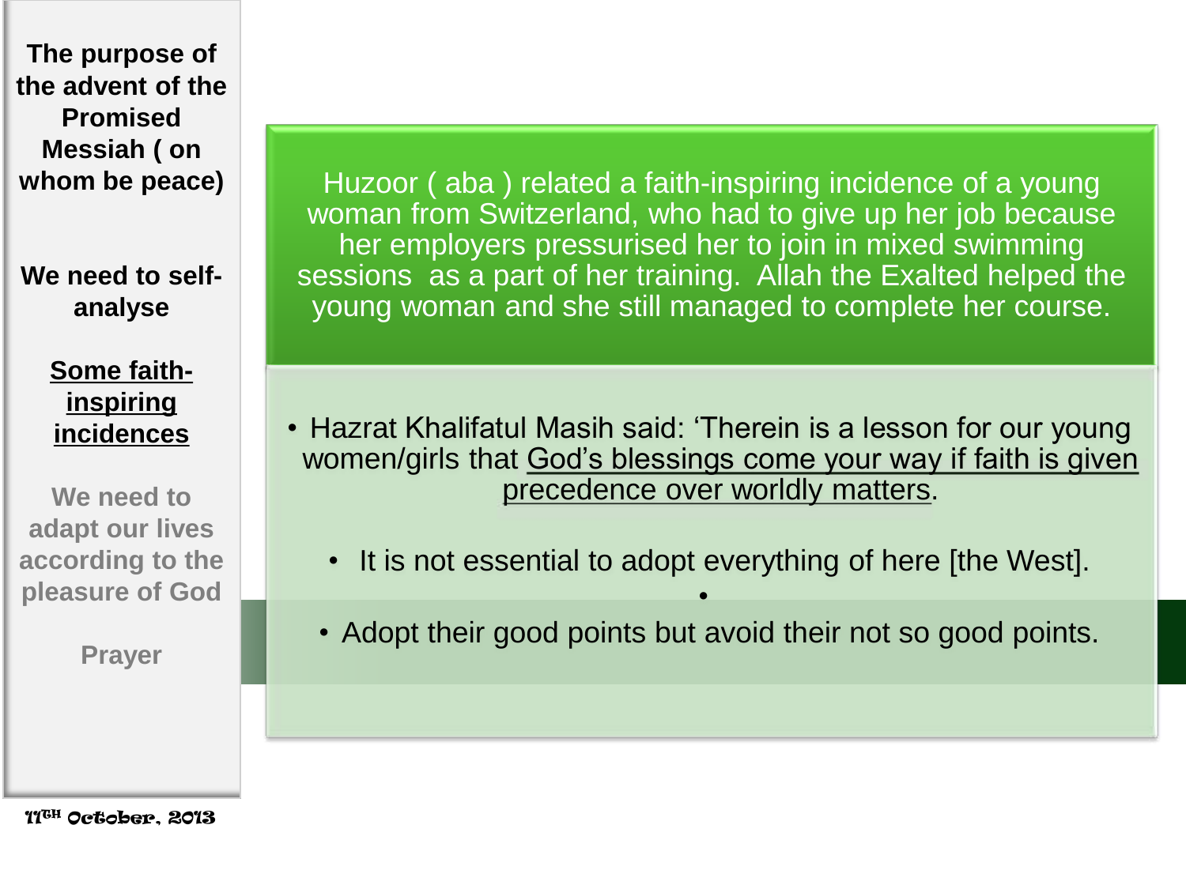**The purpose of the advent of the Promised Messiah ( on whom be peace)**

**We need to self-analyse**

**<u>Some faith-inspiring incidences</u>**

**We need to adapt our lives according to the pleasure of God**

**Prayer**

11TH October, 2013

Huzoor ( aba ) related a faith-inspiring incidence of a young woman from Switzerland, who had to give up her job because her employers pressurised her to join in mixed swimming sessions as a part of her training. Allah the Exalted helped the young woman and she still managed to complete her course.

- Hazrat Khalifatul Masih said: 'Therein is a lesson for our young women/girls that <u>God's blessings come your way if faith is given precedence over worldly matters</u>.
  - It is not essential to adopt everything of here [the West].
  - Adopt their good points but avoid their not so good points.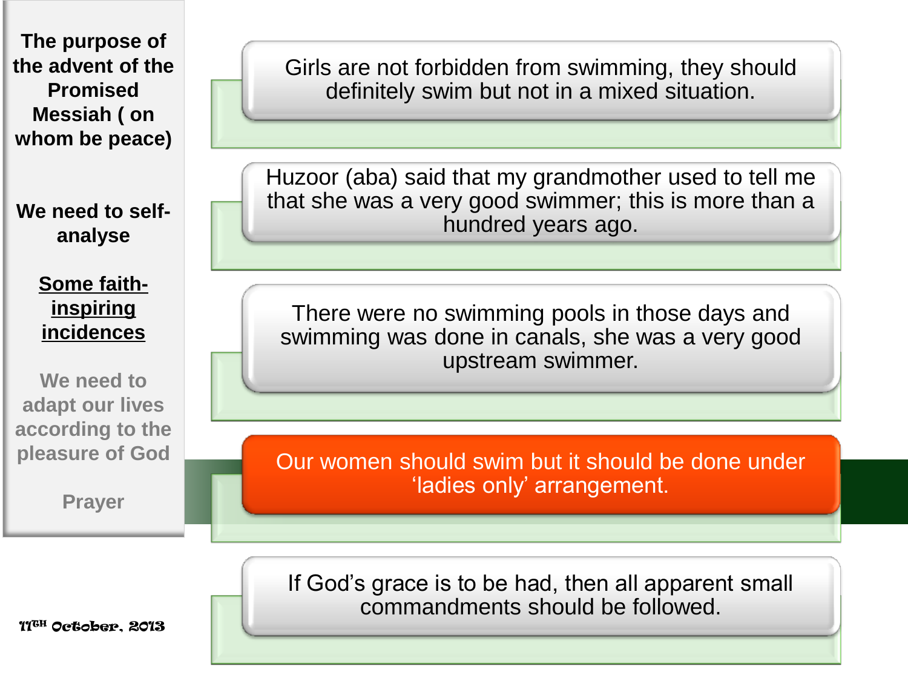**The purpose of the advent of the Promised Messiah ( on whom be peace)**

**We need to self-analyse**

**<u>Some faith-inspiring incidences</u>**

**We need to adapt our lives according to the pleasure of God**

**Prayer**

11TH October, 2013

Girls are not forbidden from swimming, they should definitely swim but not in a mixed situation.

Huzoor (aba) said that my grandmother used to tell me that she was a very good swimmer; this is more than a hundred years ago.

There were no swimming pools in those days and swimming was done in canals, she was a very good upstream swimmer.

Our women should swim but it should be done under 'ladies only' arrangement.

If God's grace is to be had, then all apparent small commandments should be followed.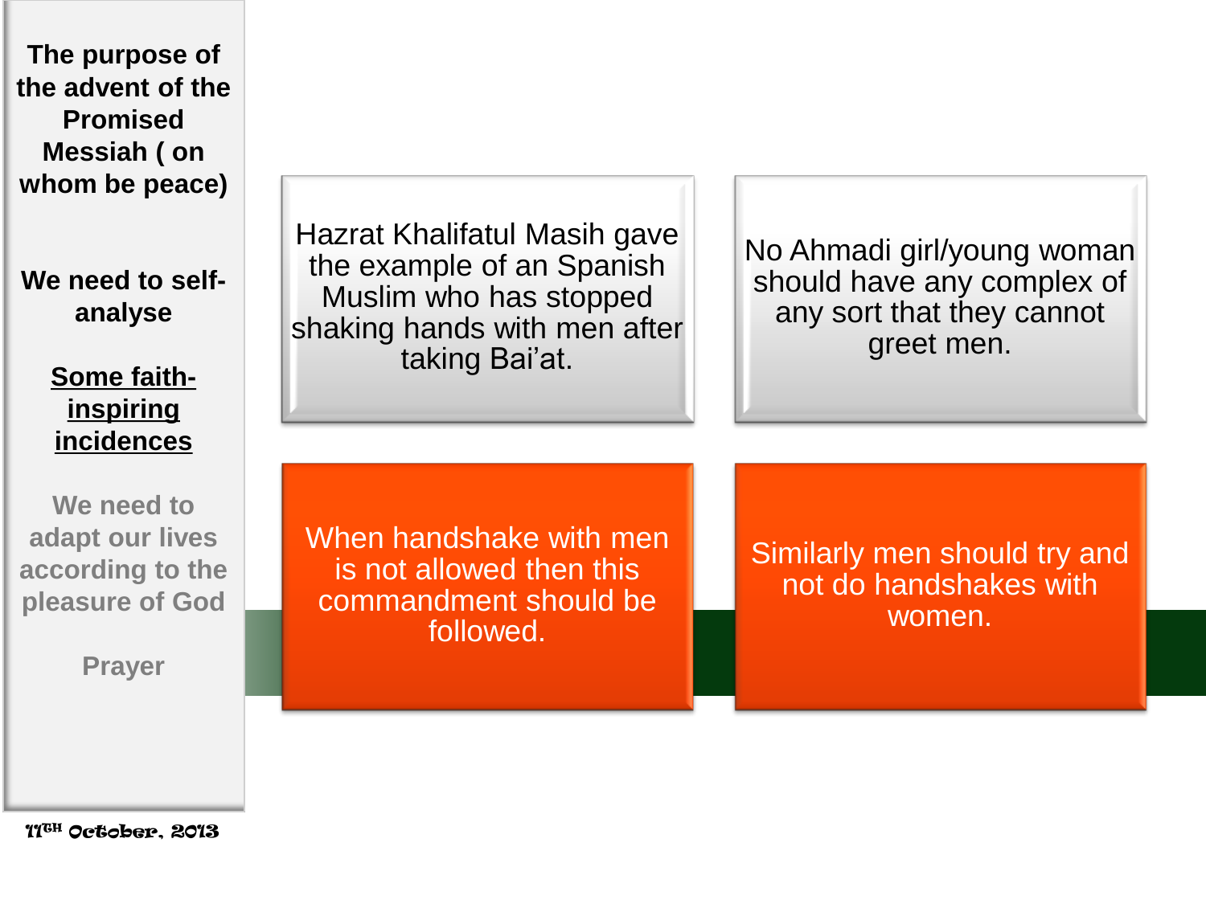**The purpose of the advent of the Promised Messiah ( on whom be peace)**

**We need to self-analyse**

**Some faith-inspiring incidences**

**We need to adapt our lives according to the pleasure of God**

**Prayer**

Hazrat Khalifatul Masih gave the example of an Spanish Muslim who has stopped shaking hands with men after taking Bai'at.

No Ahmadi girl/young woman should have any complex of any sort that they cannot greet men.

When handshake with men is not allowed then this commandment should be followed.

Similarly men should try and not do handshakes with women.

11TH October, 2013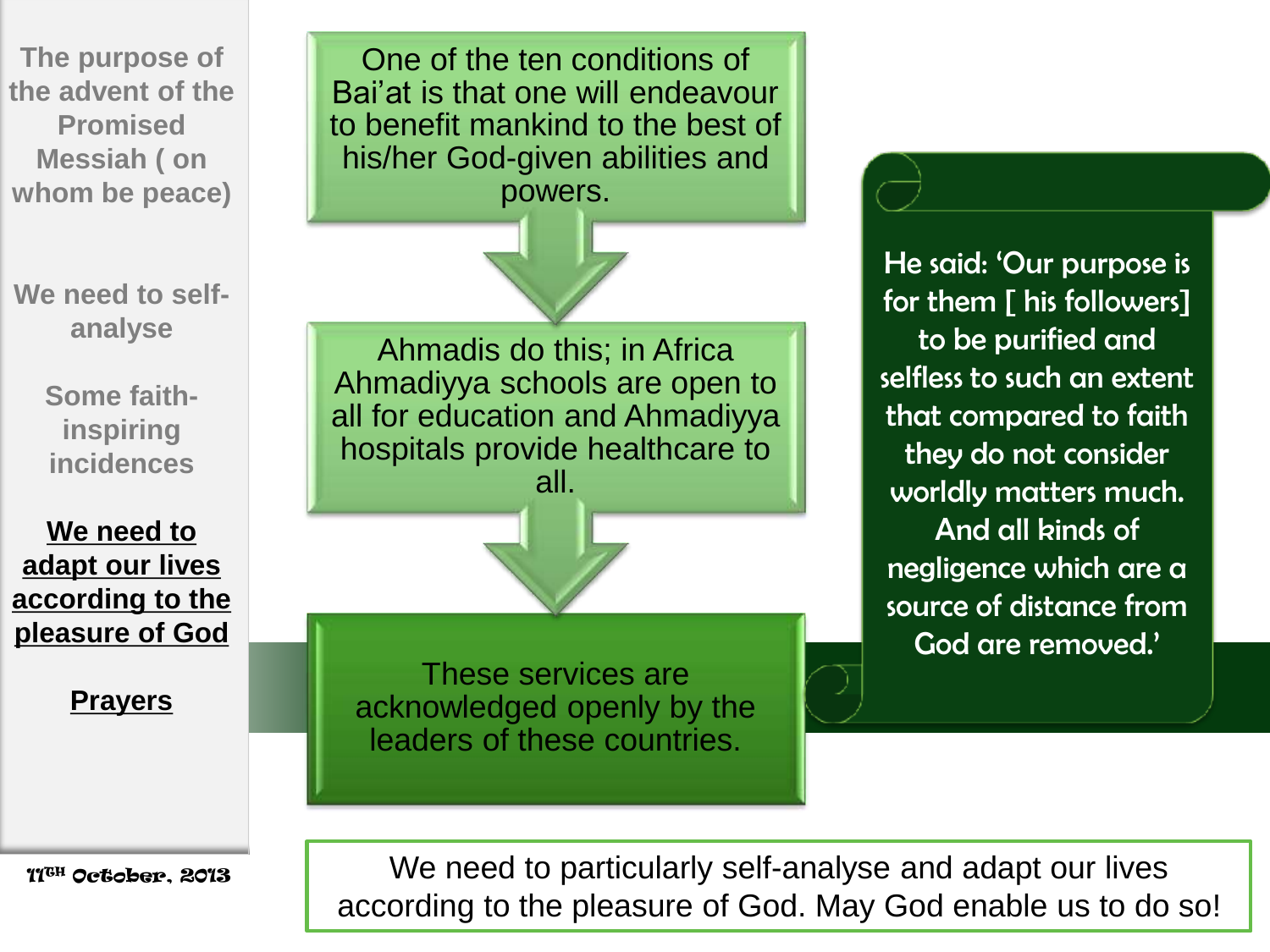The purpose of the advent of the Promised Messiah ( on whom be peace)

We need to self-analyse

Some faith-inspiring incidences

**We need to adapt our lives according to the pleasure of God**

**Prayers**

11TH October, 2013

One of the ten conditions of Bai'at is that one will endeavour to benefit mankind to the best of his/her God-given abilities and powers.

Ahmadis do this; in Africa Ahmadiyya schools are open to all for education and Ahmadiyya hospitals provide healthcare to all.

These services are acknowledged openly by the leaders of these countries.

He said: 'Our purpose is for them [ his followers] to be purified and selfless to such an extent that compared to faith they do not consider worldly matters much. And all kinds of negligence which are a source of distance from God are removed.'

We need to particularly self-analyse and adapt our lives according to the pleasure of God. May God enable us to do so!